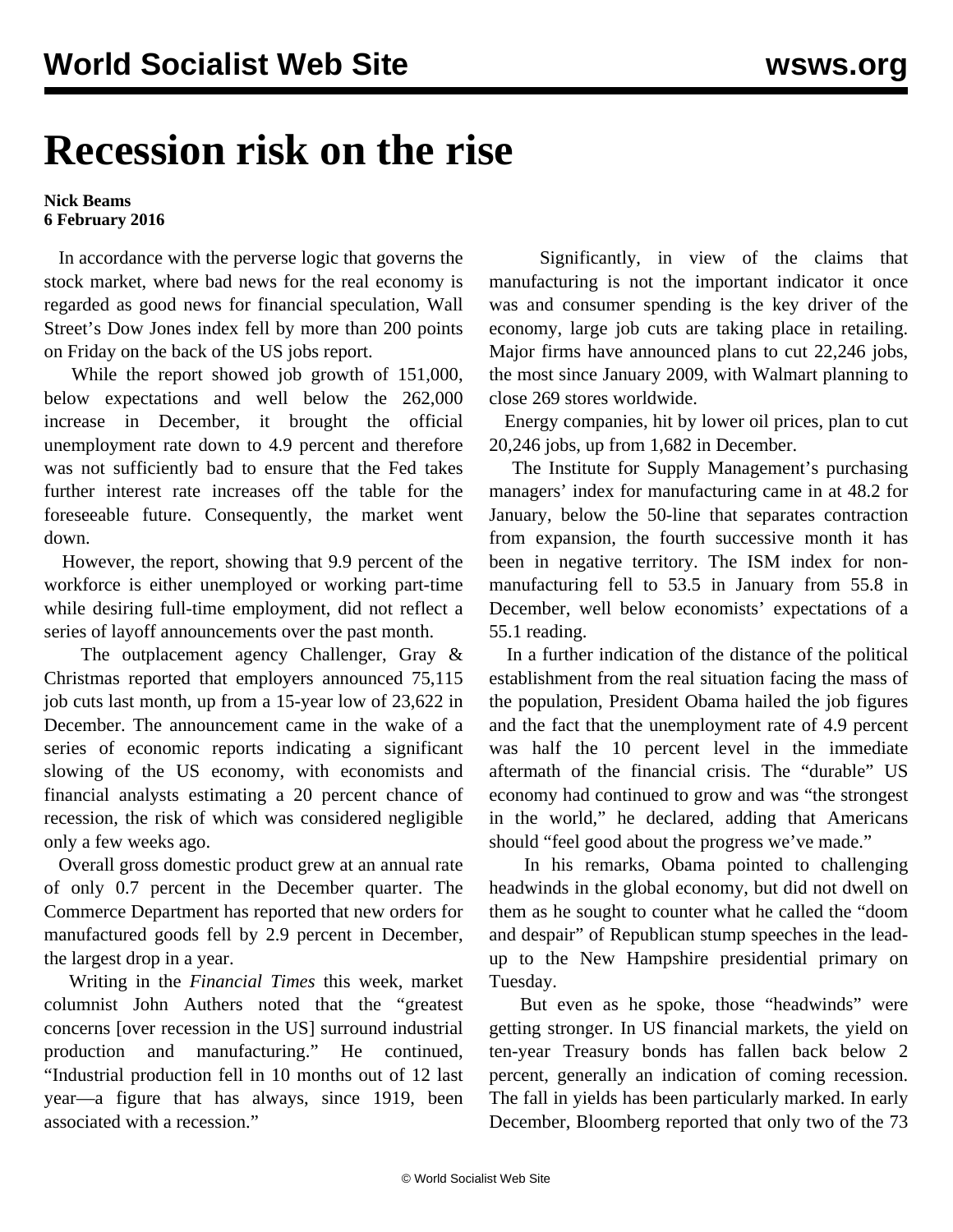# Recession risk on the rise

**Nick Beams**
**6 February 2016**

In accordance with the perverse logic that governs the stock market, where bad news for the real economy is regarded as good news for financial speculation, Wall Street's Dow Jones index fell by more than 200 points on Friday on the back of the US jobs report.

While the report showed job growth of 151,000, below expectations and well below the 262,000 increase in December, it brought the official unemployment rate down to 4.9 percent and therefore was not sufficiently bad to ensure that the Fed takes further interest rate increases off the table for the foreseeable future. Consequently, the market went down.

However, the report, showing that 9.9 percent of the workforce is either unemployed or working part-time while desiring full-time employment, did not reflect a series of layoff announcements over the past month.

The outplacement agency Challenger, Gray & Christmas reported that employers announced 75,115 job cuts last month, up from a 15-year low of 23,622 in December. The announcement came in the wake of a series of economic reports indicating a significant slowing of the US economy, with economists and financial analysts estimating a 20 percent chance of recession, the risk of which was considered negligible only a few weeks ago.

Overall gross domestic product grew at an annual rate of only 0.7 percent in the December quarter. The Commerce Department has reported that new orders for manufactured goods fell by 2.9 percent in December, the largest drop in a year.

Writing in the *Financial Times* this week, market columnist John Authers noted that the "greatest concerns [over recession in the US] surround industrial production and manufacturing." He continued, "Industrial production fell in 10 months out of 12 last year—a figure that has always, since 1919, been associated with a recession."

Significantly, in view of the claims that manufacturing is not the important indicator it once was and consumer spending is the key driver of the economy, large job cuts are taking place in retailing. Major firms have announced plans to cut 22,246 jobs, the most since January 2009, with Walmart planning to close 269 stores worldwide.

Energy companies, hit by lower oil prices, plan to cut 20,246 jobs, up from 1,682 in December.

The Institute for Supply Management's purchasing managers' index for manufacturing came in at 48.2 for January, below the 50-line that separates contraction from expansion, the fourth successive month it has been in negative territory. The ISM index for non-manufacturing fell to 53.5 in January from 55.8 in December, well below economists' expectations of a 55.1 reading.

In a further indication of the distance of the political establishment from the real situation facing the mass of the population, President Obama hailed the job figures and the fact that the unemployment rate of 4.9 percent was half the 10 percent level in the immediate aftermath of the financial crisis. The "durable" US economy had continued to grow and was "the strongest in the world," he declared, adding that Americans should "feel good about the progress we've made."

In his remarks, Obama pointed to challenging headwinds in the global economy, but did not dwell on them as he sought to counter what he called the "doom and despair" of Republican stump speeches in the lead-up to the New Hampshire presidential primary on Tuesday.

But even as he spoke, those "headwinds" were getting stronger. In US financial markets, the yield on ten-year Treasury bonds has fallen back below 2 percent, generally an indication of coming recession. The fall in yields has been particularly marked. In early December, Bloomberg reported that only two of the 73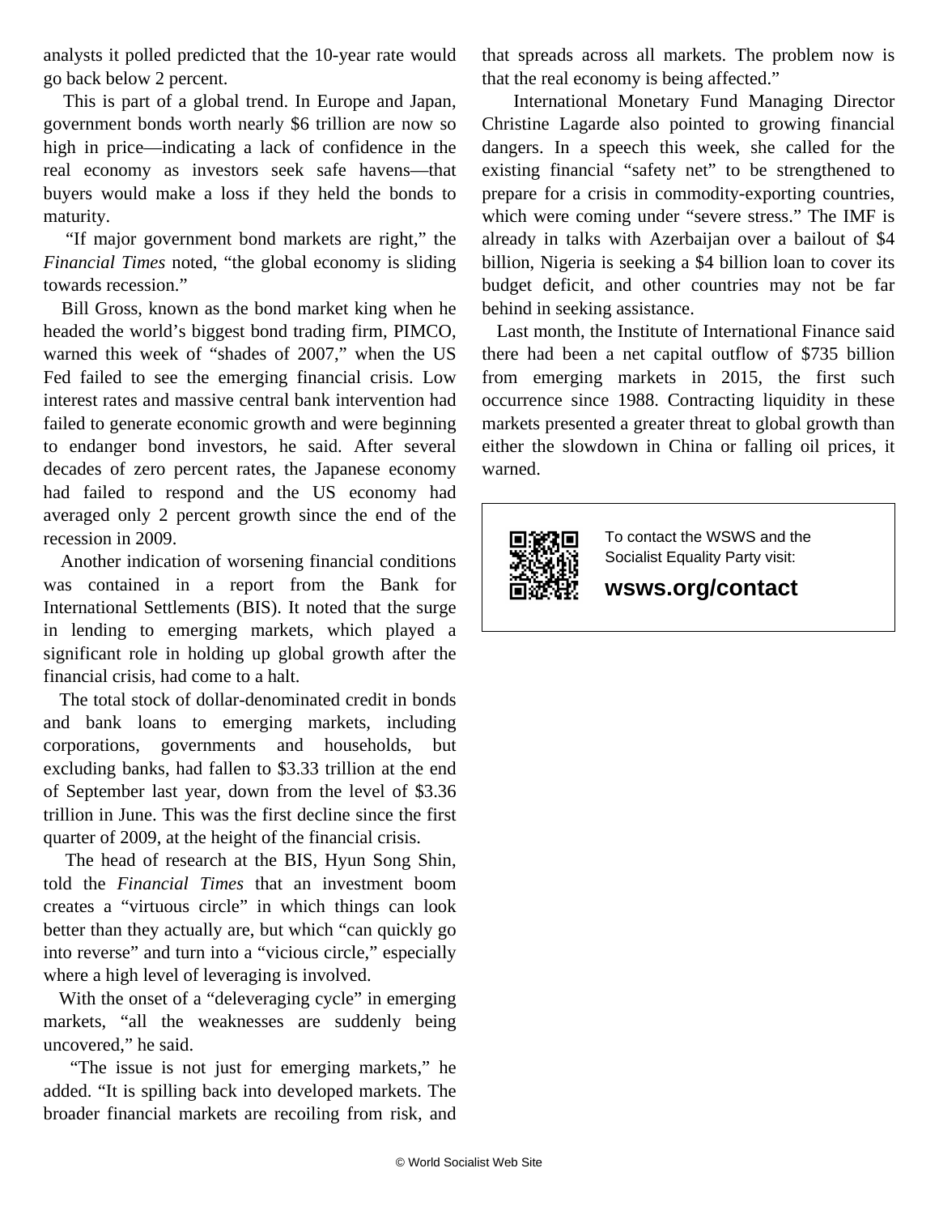analysts it polled predicted that the 10-year rate would go back below 2 percent.

This is part of a global trend. In Europe and Japan, government bonds worth nearly $6 trillion are now so high in price—indicating a lack of confidence in the real economy as investors seek safe havens—that buyers would make a loss if they held the bonds to maturity.

"If major government bond markets are right," the *Financial Times* noted, "the global economy is sliding towards recession."

Bill Gross, known as the bond market king when he headed the world's biggest bond trading firm, PIMCO, warned this week of "shades of 2007," when the US Fed failed to see the emerging financial crisis. Low interest rates and massive central bank intervention had failed to generate economic growth and were beginning to endanger bond investors, he said. After several decades of zero percent rates, the Japanese economy had failed to respond and the US economy had averaged only 2 percent growth since the end of the recession in 2009.

Another indication of worsening financial conditions was contained in a report from the Bank for International Settlements (BIS). It noted that the surge in lending to emerging markets, which played a significant role in holding up global growth after the financial crisis, had come to a halt.

The total stock of dollar-denominated credit in bonds and bank loans to emerging markets, including corporations, governments and households, but excluding banks, had fallen to $3.33 trillion at the end of September last year, down from the level of $3.36 trillion in June. This was the first decline since the first quarter of 2009, at the height of the financial crisis.

The head of research at the BIS, Hyun Song Shin, told the *Financial Times* that an investment boom creates a "virtuous circle" in which things can look better than they actually are, but which "can quickly go into reverse" and turn into a "vicious circle," especially where a high level of leveraging is involved.

With the onset of a "deleveraging cycle" in emerging markets, "all the weaknesses are suddenly being uncovered," he said.

"The issue is not just for emerging markets," he added. "It is spilling back into developed markets. The broader financial markets are recoiling from risk, and that spreads across all markets. The problem now is that the real economy is being affected."

International Monetary Fund Managing Director Christine Lagarde also pointed to growing financial dangers. In a speech this week, she called for the existing financial "safety net" to be strengthened to prepare for a crisis in commodity-exporting countries, which were coming under "severe stress." The IMF is already in talks with Azerbaijan over a bailout of $4 billion, Nigeria is seeking a $4 billion loan to cover its budget deficit, and other countries may not be far behind in seeking assistance.

Last month, the Institute of International Finance said there had been a net capital outflow of $735 billion from emerging markets in 2015, the first such occurrence since 1988. Contracting liquidity in these markets presented a greater threat to global growth than either the slowdown in China or falling oil prices, it warned.

To contact the WSWS and the Socialist Equality Party visit:

**wsws.org/contact**